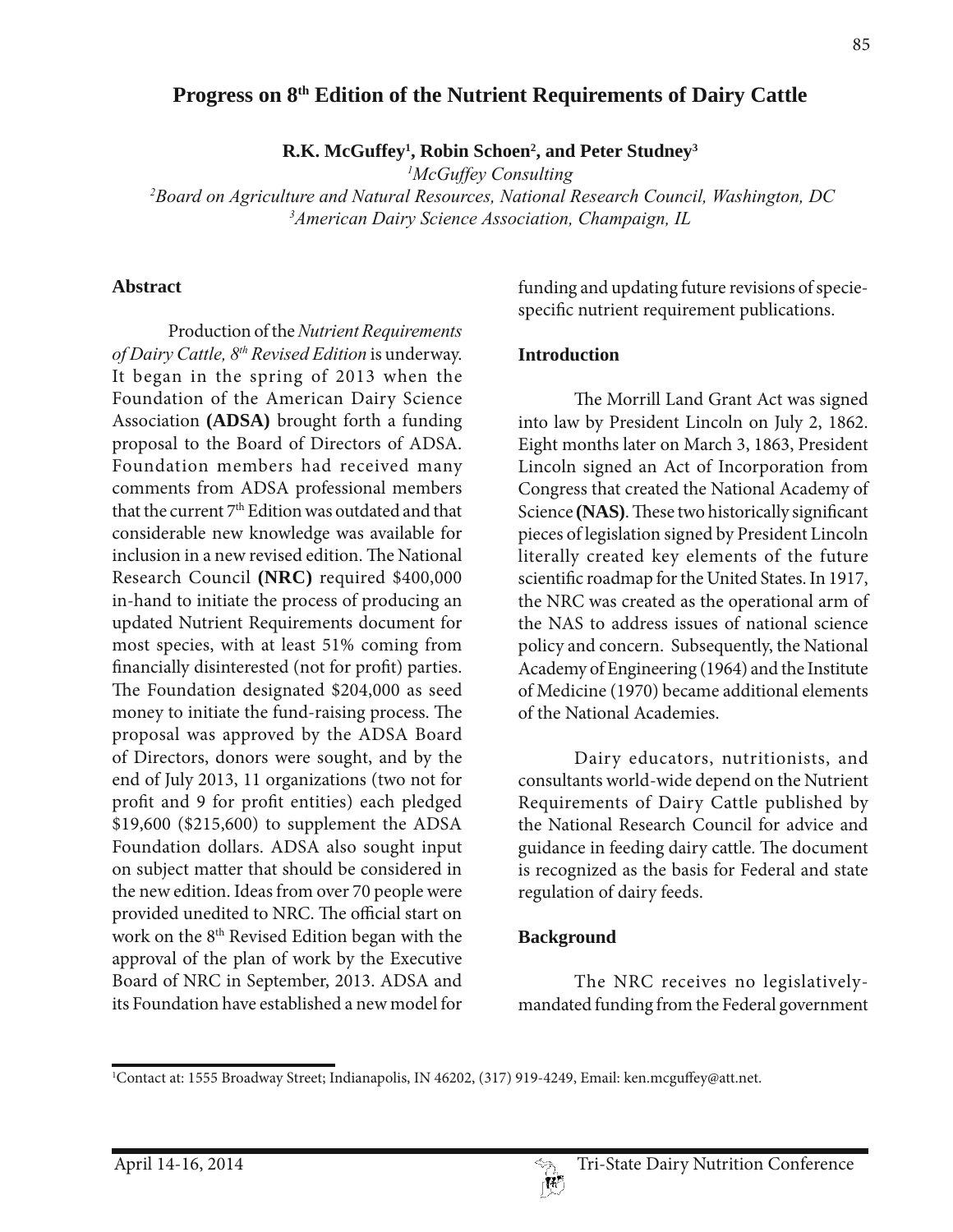# Progress on 8th Edition of the Nutrient Requirements of Dairy Cattle

**R.K. McGuffey[1], Robin Schoen[2], and Peter Studney[3]**

[1]*McGuffey Consulting*

[2]*Board on Agriculture and Natural Resources, National Research Council, Washington, DC*

[3]*American Dairy Science Association, Champaign, IL*

## Abstract

Production of the *Nutrient Requirements of Dairy Cattle, 8th Revised Edition* is underway. It began in the spring of 2013 when the Foundation of the American Dairy Science Association **(ADSA)** brought forth a funding proposal to the Board of Directors of ADSA. Foundation members had received many comments from ADSA professional members that the current 7th Edition was outdated and that considerable new knowledge was available for inclusion in a new revised edition. The National Research Council **(NRC)** required $400,000 in-hand to initiate the process of producing an updated Nutrient Requirements document for most species, with at least 51% coming from financially disinterested (not for profit) parties. The Foundation designated $204,000 as seed money to initiate the fund-raising process. The proposal was approved by the ADSA Board of Directors, donors were sought, and by the end of July 2013, 11 organizations (two not for profit and 9 for profit entities) each pledged $19,600 ($215,600) to supplement the ADSA Foundation dollars. ADSA also sought input on subject matter that should be considered in the new edition. Ideas from over 70 people were provided unedited to NRC. The official start on work on the 8th Revised Edition began with the approval of the plan of work by the Executive Board of NRC in September, 2013. ADSA and its Foundation have established a new model for funding and updating future revisions of specie-specific nutrient requirement publications.

## Introduction

The Morrill Land Grant Act was signed into law by President Lincoln on July 2, 1862. Eight months later on March 3, 1863, President Lincoln signed an Act of Incorporation from Congress that created the National Academy of Science **(NAS)**. These two historically significant pieces of legislation signed by President Lincoln literally created key elements of the future scientific roadmap for the United States. In 1917, the NRC was created as the operational arm of the NAS to address issues of national science policy and concern. Subsequently, the National Academy of Engineering (1964) and the Institute of Medicine (1970) became additional elements of the National Academies.

Dairy educators, nutritionists, and consultants world-wide depend on the Nutrient Requirements of Dairy Cattle published by the National Research Council for advice and guidance in feeding dairy cattle. The document is recognized as the basis for Federal and state regulation of dairy feeds.

## Background

The NRC receives no legislatively-mandated funding from the Federal government

[1]Contact at: 1555 Broadway Street; Indianapolis, IN 46202, (317) 919-4249, Email: ken.mcguffey@att.net.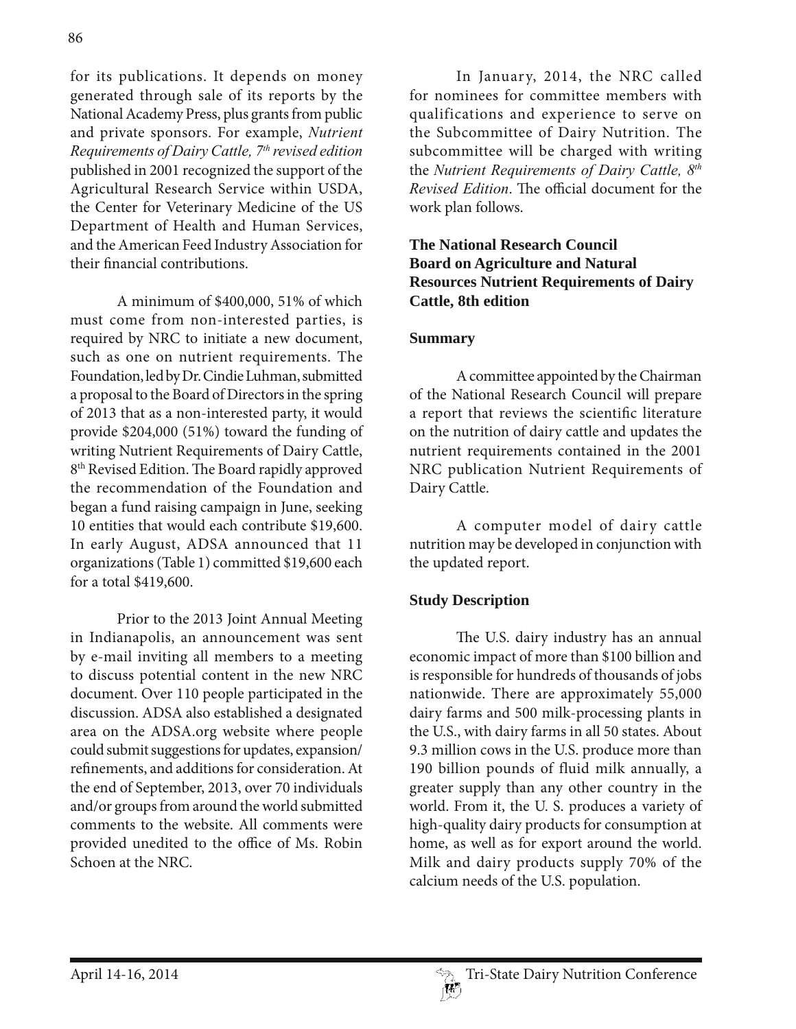for its publications. It depends on money generated through sale of its reports by the National Academy Press, plus grants from public and private sponsors. For example, *Nutrient Requirements of Dairy Cattle, 7th revised edition* published in 2001 recognized the support of the Agricultural Research Service within USDA, the Center for Veterinary Medicine of the US Department of Health and Human Services, and the American Feed Industry Association for their financial contributions.

A minimum of $400,000, 51% of which must come from non-interested parties, is required by NRC to initiate a new document, such as one on nutrient requirements. The Foundation, led by Dr. Cindie Luhman, submitted a proposal to the Board of Directors in the spring of 2013 that as a non-interested party, it would provide $204,000 (51%) toward the funding of writing Nutrient Requirements of Dairy Cattle, 8th Revised Edition. The Board rapidly approved the recommendation of the Foundation and began a fund raising campaign in June, seeking 10 entities that would each contribute $19,600. In early August, ADSA announced that 11 organizations (Table 1) committed $19,600 each for a total $419,600.

Prior to the 2013 Joint Annual Meeting in Indianapolis, an announcement was sent by e-mail inviting all members to a meeting to discuss potential content in the new NRC document. Over 110 people participated in the discussion. ADSA also established a designated area on the ADSA.org website where people could submit suggestions for updates, expansion/refinements, and additions for consideration. At the end of September, 2013, over 70 individuals and/or groups from around the world submitted comments to the website. All comments were provided unedited to the office of Ms. Robin Schoen at the NRC.

In January, 2014, the NRC called for nominees for committee members with qualifications and experience to serve on the Subcommittee of Dairy Nutrition. The subcommittee will be charged with writing the *Nutrient Requirements of Dairy Cattle, 8th Revised Edition*. The official document for the work plan follows.

**The National Research Council**
**Board on Agriculture and Natural Resources Nutrient Requirements of Dairy Cattle, 8th edition**

**Summary**

A committee appointed by the Chairman of the National Research Council will prepare a report that reviews the scientific literature on the nutrition of dairy cattle and updates the nutrient requirements contained in the 2001 NRC publication Nutrient Requirements of Dairy Cattle.

A computer model of dairy cattle nutrition may be developed in conjunction with the updated report.

**Study Description**

The U.S. dairy industry has an annual economic impact of more than $100 billion and is responsible for hundreds of thousands of jobs nationwide. There are approximately 55,000 dairy farms and 500 milk-processing plants in the U.S., with dairy farms in all 50 states. About 9.3 million cows in the U.S. produce more than 190 billion pounds of fluid milk annually, a greater supply than any other country in the world. From it, the U. S. produces a variety of high-quality dairy products for consumption at home, as well as for export around the world. Milk and dairy products supply 70% of the calcium needs of the U.S. population.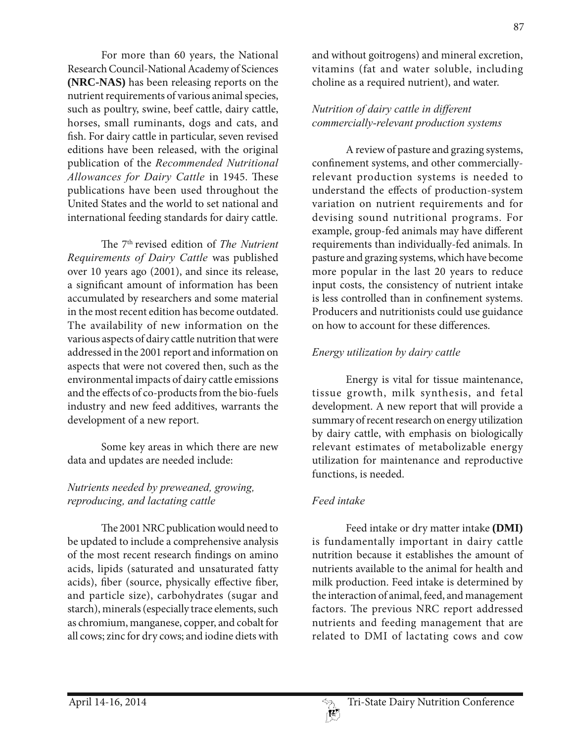For more than 60 years, the National Research Council-National Academy of Sciences **(NRC-NAS)** has been releasing reports on the nutrient requirements of various animal species, such as poultry, swine, beef cattle, dairy cattle, horses, small ruminants, dogs and cats, and fish. For dairy cattle in particular, seven revised editions have been released, with the original publication of the *Recommended Nutritional Allowances for Dairy Cattle* in 1945. These publications have been used throughout the United States and the world to set national and international feeding standards for dairy cattle.

The 7th revised edition of *The Nutrient Requirements of Dairy Cattle* was published over 10 years ago (2001), and since its release, a significant amount of information has been accumulated by researchers and some material in the most recent edition has become outdated. The availability of new information on the various aspects of dairy cattle nutrition that were addressed in the 2001 report and information on aspects that were not covered then, such as the environmental impacts of dairy cattle emissions and the effects of co-products from the bio-fuels industry and new feed additives, warrants the development of a new report.

Some key areas in which there are new data and updates are needed include:

*Nutrients needed by preweaned, growing, reproducing, and lactating cattle*

The 2001 NRC publication would need to be updated to include a comprehensive analysis of the most recent research findings on amino acids, lipids (saturated and unsaturated fatty acids), fiber (source, physically effective fiber, and particle size), carbohydrates (sugar and starch), minerals (especially trace elements, such as chromium, manganese, copper, and cobalt for all cows; zinc for dry cows; and iodine diets with and without goitrogens) and mineral excretion, vitamins (fat and water soluble, including choline as a required nutrient), and water.

*Nutrition of dairy cattle in different commercially-relevant production systems*

A review of pasture and grazing systems, confinement systems, and other commercially-relevant production systems is needed to understand the effects of production-system variation on nutrient requirements and for devising sound nutritional programs. For example, group-fed animals may have different requirements than individually-fed animals. In pasture and grazing systems, which have become more popular in the last 20 years to reduce input costs, the consistency of nutrient intake is less controlled than in confinement systems. Producers and nutritionists could use guidance on how to account for these differences.

*Energy utilization by dairy cattle*

Energy is vital for tissue maintenance, tissue growth, milk synthesis, and fetal development. A new report that will provide a summary of recent research on energy utilization by dairy cattle, with emphasis on biologically relevant estimates of metabolizable energy utilization for maintenance and reproductive functions, is needed.

*Feed intake*

Feed intake or dry matter intake **(DMI)** is fundamentally important in dairy cattle nutrition because it establishes the amount of nutrients available to the animal for health and milk production. Feed intake is determined by the interaction of animal, feed, and management factors. The previous NRC report addressed nutrients and feeding management that are related to DMI of lactating cows and cow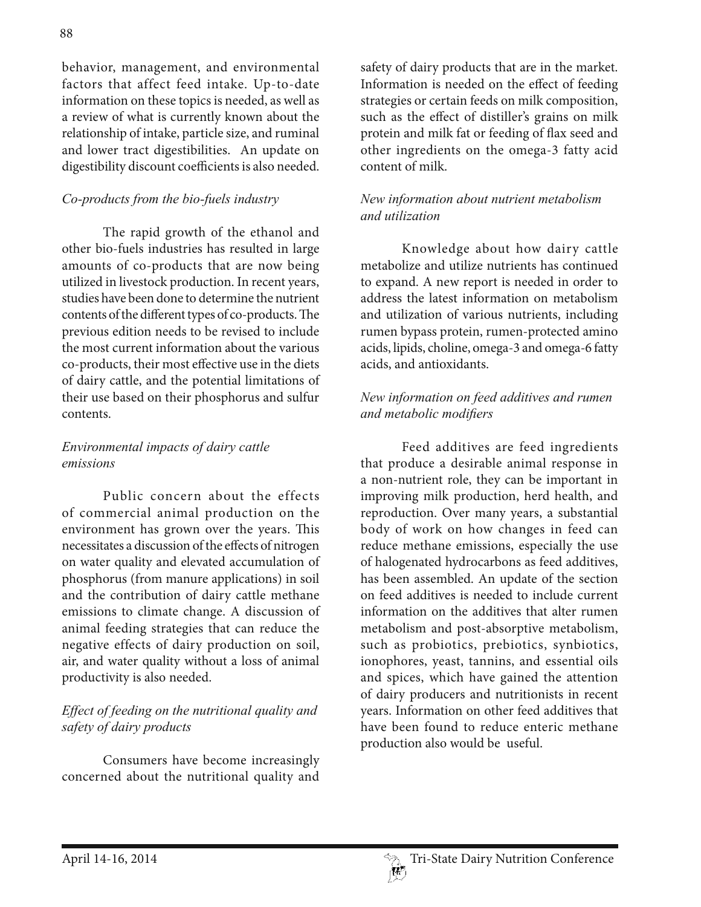behavior, management, and environmental factors that affect feed intake. Up-to-date information on these topics is needed, as well as a review of what is currently known about the relationship of intake, particle size, and ruminal and lower tract digestibilities. An update on digestibility discount coefficients is also needed.

*Co-products from the bio-fuels industry*

The rapid growth of the ethanol and other bio-fuels industries has resulted in large amounts of co-products that are now being utilized in livestock production. In recent years, studies have been done to determine the nutrient contents of the different types of co-products. The previous edition needs to be revised to include the most current information about the various co-products, their most effective use in the diets of dairy cattle, and the potential limitations of their use based on their phosphorus and sulfur contents.

*Environmental impacts of dairy cattle emissions*

Public concern about the effects of commercial animal production on the environment has grown over the years. This necessitates a discussion of the effects of nitrogen on water quality and elevated accumulation of phosphorus (from manure applications) in soil and the contribution of dairy cattle methane emissions to climate change. A discussion of animal feeding strategies that can reduce the negative effects of dairy production on soil, air, and water quality without a loss of animal productivity is also needed.

*Effect of feeding on the nutritional quality and safety of dairy products*

Consumers have become increasingly concerned about the nutritional quality and safety of dairy products that are in the market. Information is needed on the effect of feeding strategies or certain feeds on milk composition, such as the effect of distiller's grains on milk protein and milk fat or feeding of flax seed and other ingredients on the omega-3 fatty acid content of milk.

*New information about nutrient metabolism and utilization*

Knowledge about how dairy cattle metabolize and utilize nutrients has continued to expand. A new report is needed in order to address the latest information on metabolism and utilization of various nutrients, including rumen bypass protein, rumen-protected amino acids, lipids, choline, omega-3 and omega-6 fatty acids, and antioxidants.

*New information on feed additives and rumen and metabolic modifiers*

Feed additives are feed ingredients that produce a desirable animal response in a non-nutrient role, they can be important in improving milk production, herd health, and reproduction. Over many years, a substantial body of work on how changes in feed can reduce methane emissions, especially the use of halogenated hydrocarbons as feed additives, has been assembled. An update of the section on feed additives is needed to include current information on the additives that alter rumen metabolism and post-absorptive metabolism, such as probiotics, prebiotics, synbiotics, ionophores, yeast, tannins, and essential oils and spices, which have gained the attention of dairy producers and nutritionists in recent years. Information on other feed additives that have been found to reduce enteric methane production also would be useful.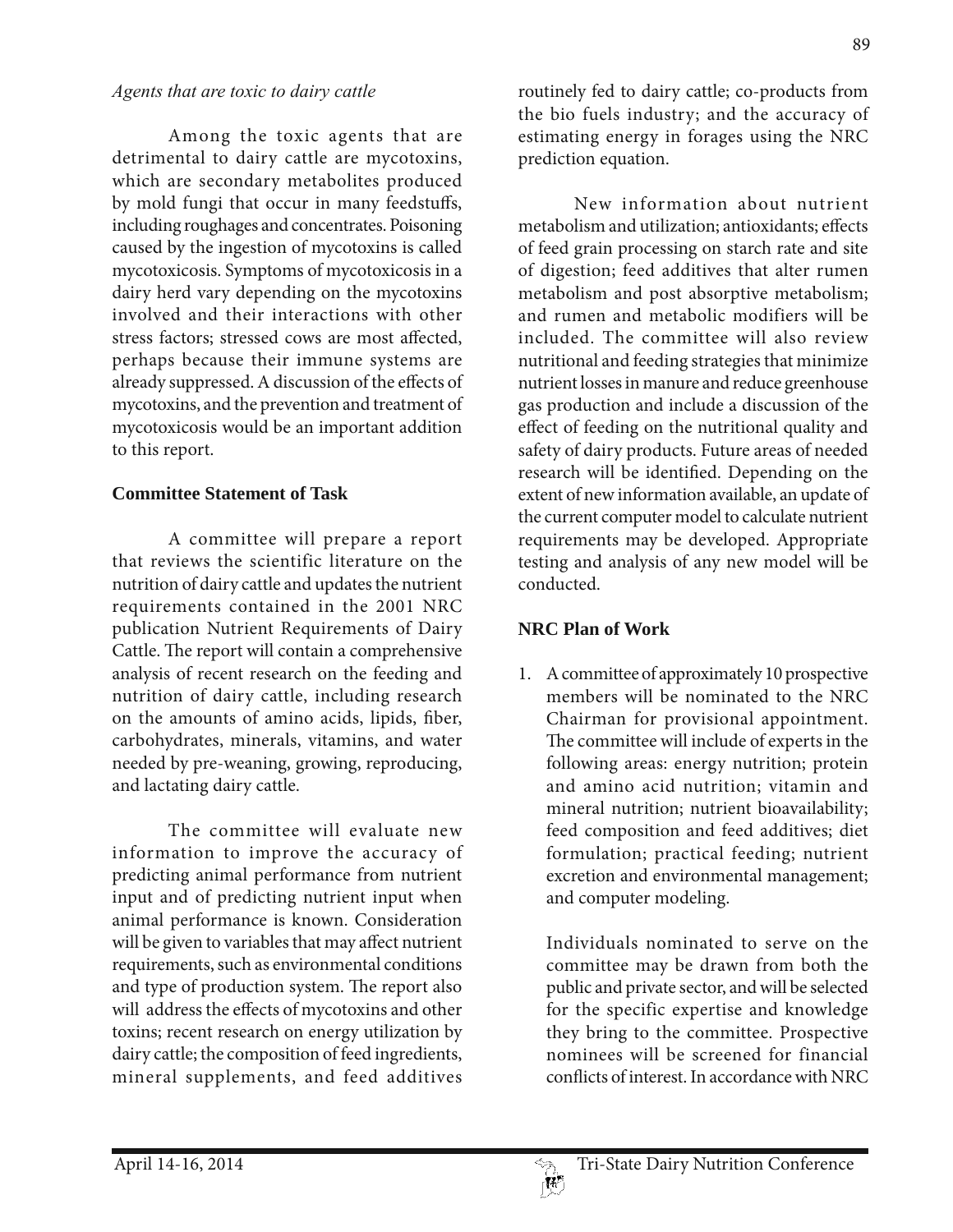*Agents that are toxic to dairy cattle*

Among the toxic agents that are detrimental to dairy cattle are mycotoxins, which are secondary metabolites produced by mold fungi that occur in many feedstuffs, including roughages and concentrates. Poisoning caused by the ingestion of mycotoxins is called mycotoxicosis. Symptoms of mycotoxicosis in a dairy herd vary depending on the mycotoxins involved and their interactions with other stress factors; stressed cows are most affected, perhaps because their immune systems are already suppressed. A discussion of the effects of mycotoxins, and the prevention and treatment of mycotoxicosis would be an important addition to this report.

## Committee Statement of Task

A committee will prepare a report that reviews the scientific literature on the nutrition of dairy cattle and updates the nutrient requirements contained in the 2001 NRC publication Nutrient Requirements of Dairy Cattle. The report will contain a comprehensive analysis of recent research on the feeding and nutrition of dairy cattle, including research on the amounts of amino acids, lipids, fiber, carbohydrates, minerals, vitamins, and water needed by pre-weaning, growing, reproducing, and lactating dairy cattle.

The committee will evaluate new information to improve the accuracy of predicting animal performance from nutrient input and of predicting nutrient input when animal performance is known. Consideration will be given to variables that may affect nutrient requirements, such as environmental conditions and type of production system. The report also will address the effects of mycotoxins and other toxins; recent research on energy utilization by dairy cattle; the composition of feed ingredients, mineral supplements, and feed additives routinely fed to dairy cattle; co-products from the bio fuels industry; and the accuracy of estimating energy in forages using the NRC prediction equation.

New information about nutrient metabolism and utilization; antioxidants; effects of feed grain processing on starch rate and site of digestion; feed additives that alter rumen metabolism and post absorptive metabolism; and rumen and metabolic modifiers will be included. The committee will also review nutritional and feeding strategies that minimize nutrient losses in manure and reduce greenhouse gas production and include a discussion of the effect of feeding on the nutritional quality and safety of dairy products. Future areas of needed research will be identified. Depending on the extent of new information available, an update of the current computer model to calculate nutrient requirements may be developed. Appropriate testing and analysis of any new model will be conducted.

## NRC Plan of Work

1. A committee of approximately 10 prospective members will be nominated to the NRC Chairman for provisional appointment. The committee will include of experts in the following areas: energy nutrition; protein and amino acid nutrition; vitamin and mineral nutrition; nutrient bioavailability; feed composition and feed additives; diet formulation; practical feeding; nutrient excretion and environmental management; and computer modeling.

   Individuals nominated to serve on the committee may be drawn from both the public and private sector, and will be selected for the specific expertise and knowledge they bring to the committee. Prospective nominees will be screened for financial conflicts of interest. In accordance with NRC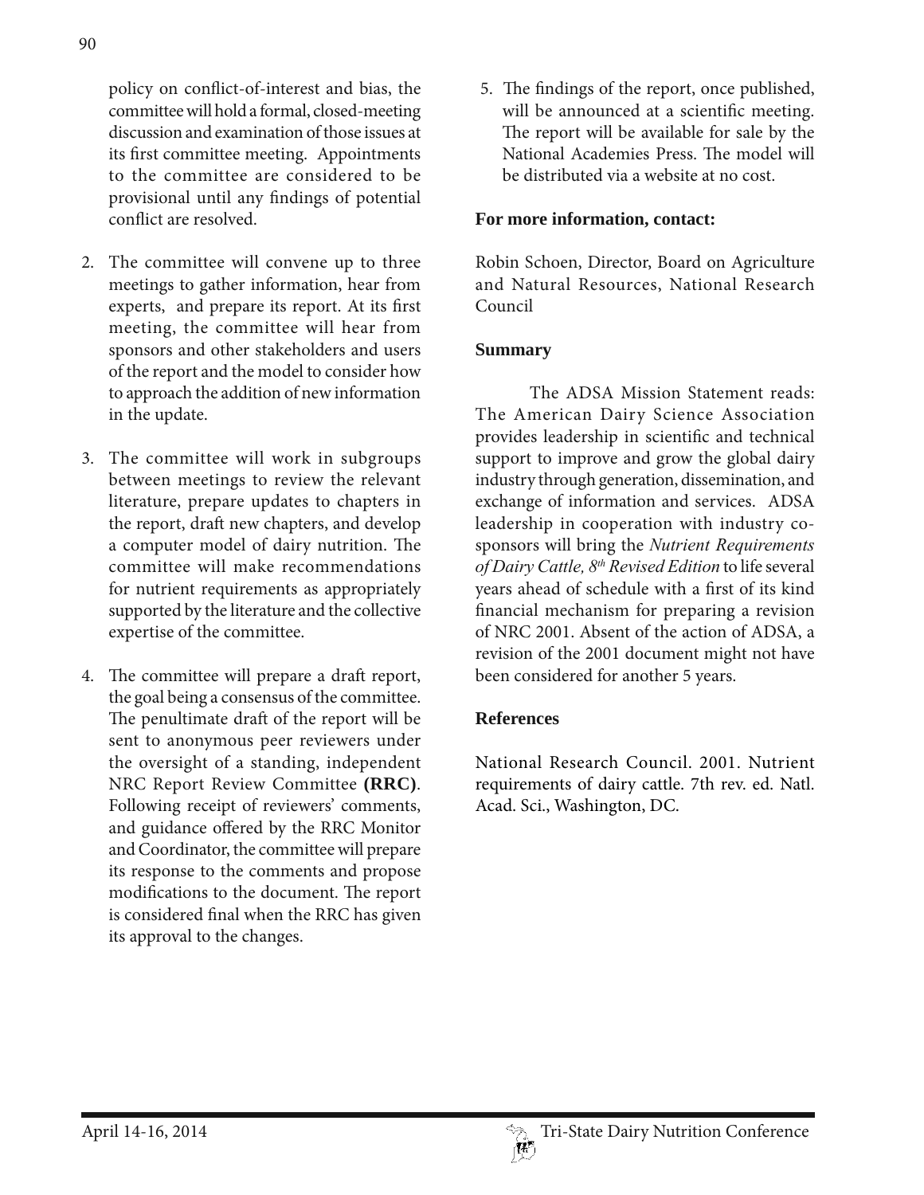policy on conflict-of-interest and bias, the committee will hold a formal, closed-meeting discussion and examination of those issues at its first committee meeting. Appointments to the committee are considered to be provisional until any findings of potential conflict are resolved.

2. The committee will convene up to three meetings to gather information, hear from experts, and prepare its report. At its first meeting, the committee will hear from sponsors and other stakeholders and users of the report and the model to consider how to approach the addition of new information in the update.

3. The committee will work in subgroups between meetings to review the relevant literature, prepare updates to chapters in the report, draft new chapters, and develop a computer model of dairy nutrition. The committee will make recommendations for nutrient requirements as appropriately supported by the literature and the collective expertise of the committee.

4. The committee will prepare a draft report, the goal being a consensus of the committee. The penultimate draft of the report will be sent to anonymous peer reviewers under the oversight of a standing, independent NRC Report Review Committee **(RRC)**. Following receipt of reviewers' comments, and guidance offered by the RRC Monitor and Coordinator, the committee will prepare its response to the comments and propose modifications to the document. The report is considered final when the RRC has given its approval to the changes.

5. The findings of the report, once published, will be announced at a scientific meeting. The report will be available for sale by the National Academies Press. The model will be distributed via a website at no cost.

**For more information, contact:**

Robin Schoen, Director, Board on Agriculture and Natural Resources, National Research Council

## Summary

The ADSA Mission Statement reads: The American Dairy Science Association provides leadership in scientific and technical support to improve and grow the global dairy industry through generation, dissemination, and exchange of information and services. ADSA leadership in cooperation with industry co-sponsors will bring the *Nutrient Requirements of Dairy Cattle, 8th Revised Edition* to life several years ahead of schedule with a first of its kind financial mechanism for preparing a revision of NRC 2001. Absent of the action of ADSA, a revision of the 2001 document might not have been considered for another 5 years.

## References

National Research Council. 2001. Nutrient requirements of dairy cattle. 7th rev. ed. Natl. Acad. Sci., Washington, DC.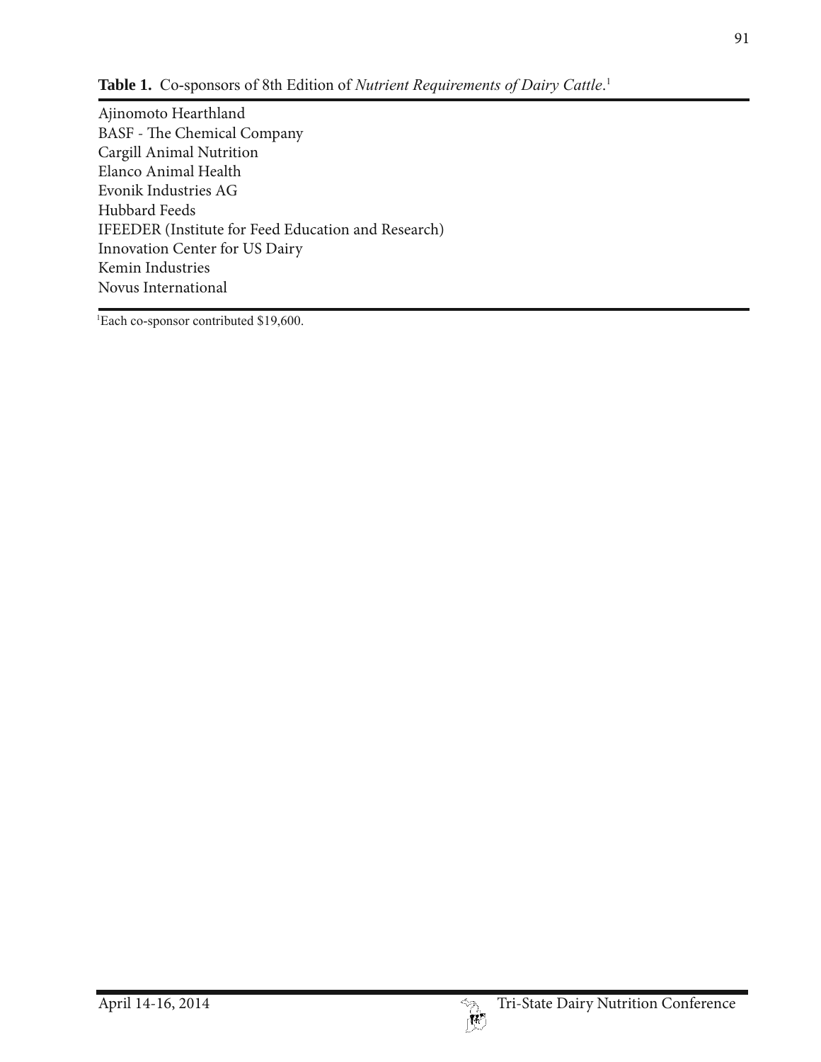**Table 1.** Co-sponsors of 8th Edition of *Nutrient Requirements of Dairy Cattle*.[1]

| |
|---|
| Ajinomoto Hearthland |
| BASF - The Chemical Company |
| Cargill Animal Nutrition |
| Elanco Animal Health |
| Evonik Industries AG |
| Hubbard Feeds |
| IFEEDER (Institute for Feed Education and Research) |
| Innovation Center for US Dairy |
| Kemin Industries |
| Novus International |

[1]Each co-sponsor contributed $19,600.